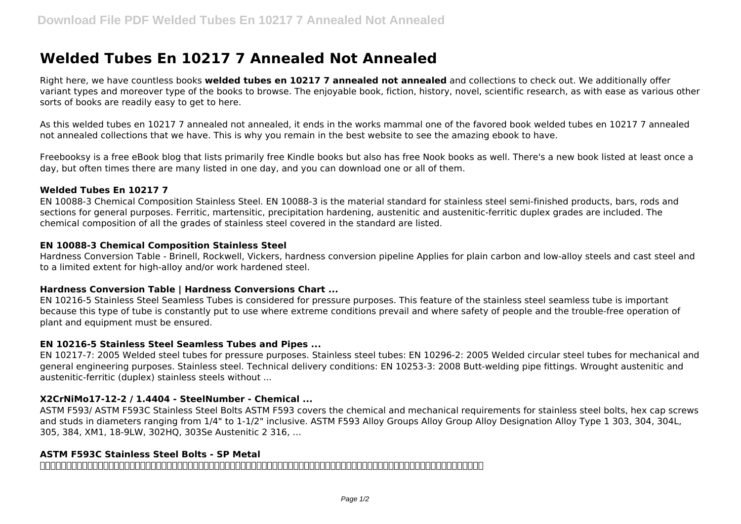# Welded Tubes En 10217 7 Annealed Not Annealed

Right here, we have countless books **welded tubes en 10217 7 annealed not annealed** and collections to check out. We additionally offer variant types and moreover type of the books to browse. The enjoyable book, fiction, history, novel, scientific research, as with ease as various other sorts of books are readily easy to get to here.

As this welded tubes en 10217 7 annealed not annealed, it ends in the works mammal one of the favored book welded tubes en 10217 7 annealed not annealed collections that we have. This is why you remain in the best website to see the amazing ebook to have.

Freebooksy is a free eBook blog that lists primarily free Kindle books but also has free Nook books as well. There's a new book listed at least once a day, but often times there are many listed in one day, and you can download one or all of them.

### Welded Tubes En 10217 7

EN 10088-3 Chemical Composition Stainless Steel. EN 10088-3 is the material standard for stainless steel semi-finished products, bars, rods and sections for general purposes. Ferritic, martensitic, precipitation hardening, austenitic and austenitic-ferritic duplex grades are included. The chemical composition of all the grades of stainless steel covered in the standard are listed.

### EN 10088-3 Chemical Composition Stainless Steel

Hardness Conversion Table - Brinell, Rockwell, Vickers, hardness conversion pipeline Applies for plain carbon and low-alloy steels and cast steel and to a limited extent for high-alloy and/or work hardened steel.

### Hardness Conversion Table | Hardness Conversions Chart ...

EN 10216-5 Stainless Steel Seamless Tubes is considered for pressure purposes. This feature of the stainless steel seamless tube is important because this type of tube is constantly put to use where extreme conditions prevail and where safety of people and the trouble-free operation of plant and equipment must be ensured.

### EN 10216-5 Stainless Steel Seamless Tubes and Pipes ...

EN 10217-7: 2005 Welded steel tubes for pressure purposes. Stainless steel tubes: EN 10296-2: 2005 Welded circular steel tubes for mechanical and general engineering purposes. Stainless steel. Technical delivery conditions: EN 10253-3: 2008 Butt-welding pipe fittings. Wrought austenitic and austenitic-ferritic (duplex) stainless steels without ...

### X2CrNiMo17-12-2 / 1.4404 - SteelNumber - Chemical ...

ASTM F593/ ASTM F593C Stainless Steel Bolts ASTM F593 covers the chemical and mechanical requirements for stainless steel bolts, hex cap screws and studs in diameters ranging from 1/4" to 1-1/2" inclusive. ASTM F593 Alloy Groups Alloy Group Alloy Designation Alloy Type 1 303, 304, 304L, 305, 384, XM1, 18-9LW, 302HQ, 303Se Austenitic 2 316, ...

### ASTM F593C Stainless Steel Bolts - SP Metal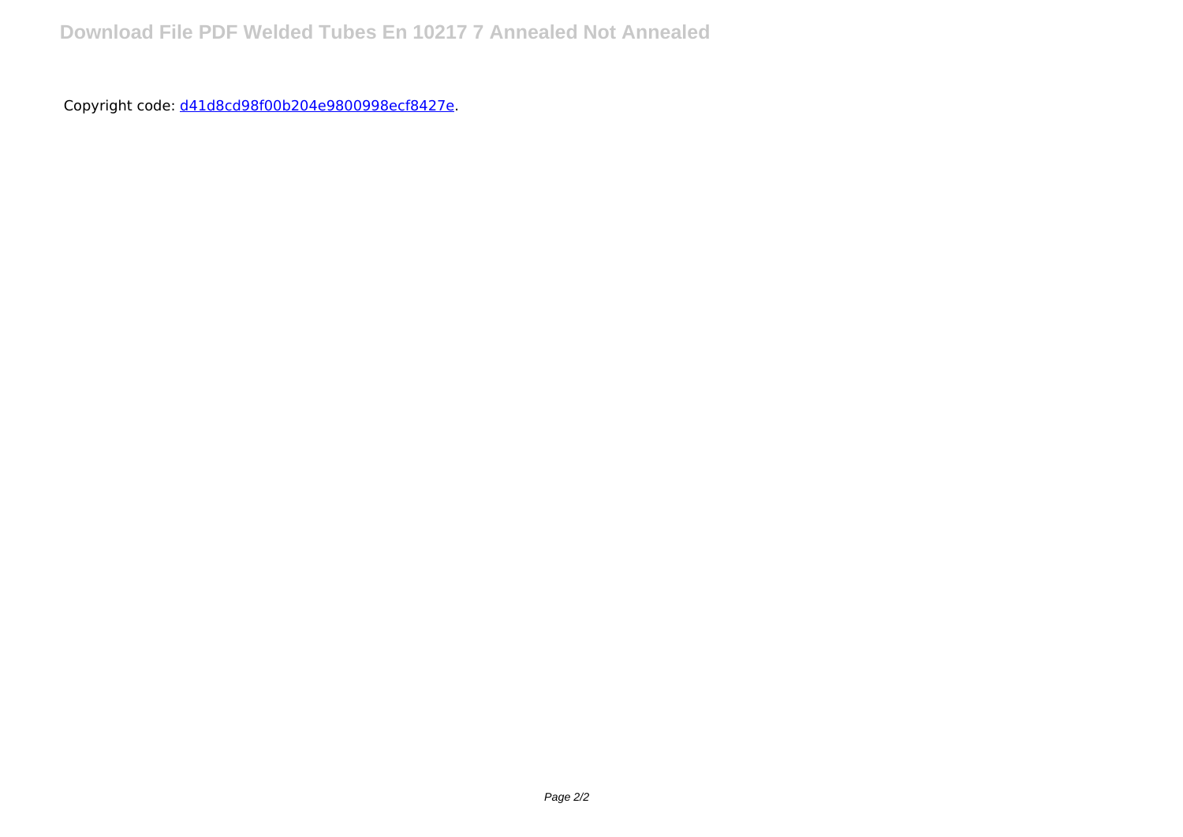Copyright code: [d41d8cd98f00b204e9800998ecf8427e](d41d8cd98f00b204e9800998ecf8427e).